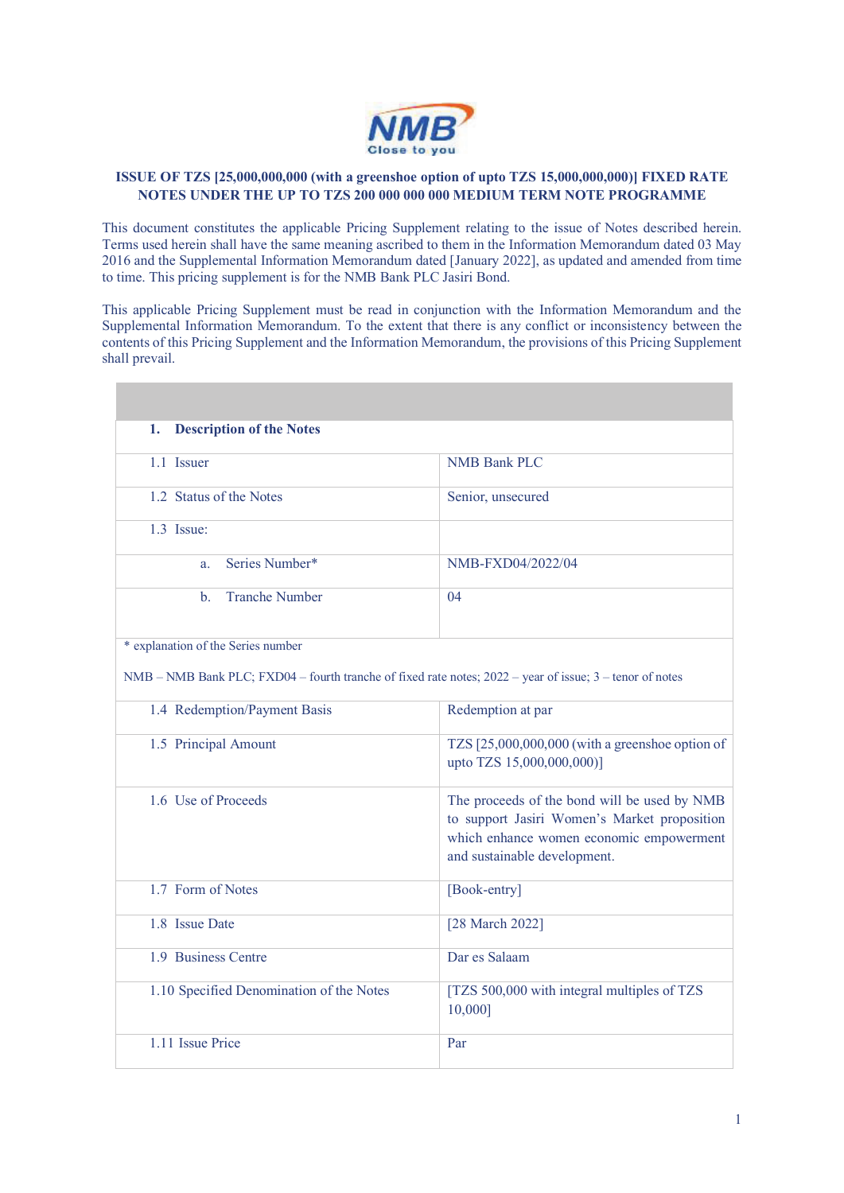NMB
Close to you

**ISSUE OF TZS [25,000,000,000 (with a greenshoe option of upto TZS 15,000,000,000)] FIXED RATE NOTES UNDER THE UP TO TZS 200 000 000 000 MEDIUM TERM NOTE PROGRAMME**

This document constitutes the applicable Pricing Supplement relating to the issue of Notes described herein. Terms used herein shall have the same meaning ascribed to them in the Information Memorandum dated 03 May 2016 and the Supplemental Information Memorandum dated [January 2022], as updated and amended from time to time. This pricing supplement is for the NMB Bank PLC Jasiri Bond.

This applicable Pricing Supplement must be read in conjunction with the Information Memorandum and the Supplemental Information Memorandum. To the extent that there is any conflict or inconsistency between the contents of this Pricing Supplement and the Information Memorandum, the provisions of this Pricing Supplement shall prevail.

| | |
|---|---|
| **1. Description of the Notes** | |
| 1.1 Issuer | NMB Bank PLC |
| 1.2 Status of the Notes | Senior, unsecured |
| 1.3 Issue: | |
| a. Series Number* | NMB-FXD04/2022/04 |
| b. Tranche Number | 04 |
| * explanation of the Series number<br><br>NMB – NMB Bank PLC; FXD04 – fourth tranche of fixed rate notes; 2022 – year of issue; 3 – tenor of notes | |
| 1.4 Redemption/Payment Basis | Redemption at par |
| 1.5 Principal Amount | TZS [25,000,000,000 (with a greenshoe option of upto TZS 15,000,000,000)] |
| 1.6 Use of Proceeds | The proceeds of the bond will be used by NMB to support Jasiri Women's Market proposition which enhance women economic empowerment and sustainable development. |
| 1.7 Form of Notes | [Book-entry] |
| 1.8 Issue Date | [28 March 2022] |
| 1.9 Business Centre | Dar es Salaam |
| 1.10 Specified Denomination of the Notes | [TZS 500,000 with integral multiples of TZS 10,000] |
| 1.11 Issue Price | Par |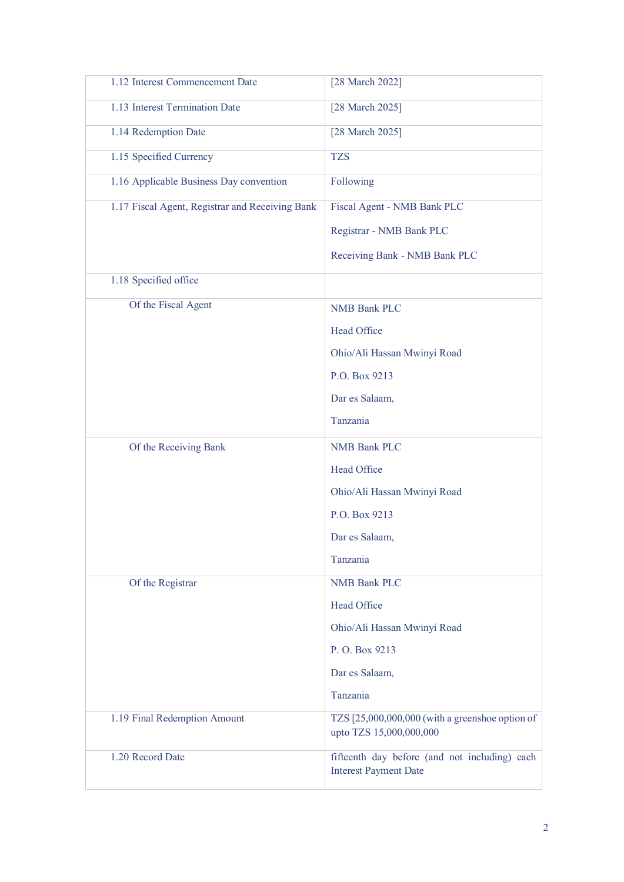| | |
|---|---|
| 1.12 Interest Commencement Date | [28 March 2022] |
| 1.13 Interest Termination Date | [28 March 2025] |
| 1.14 Redemption Date | [28 March 2025] |
| 1.15 Specified Currency | TZS |
| 1.16 Applicable Business Day convention | Following |
| 1.17 Fiscal Agent, Registrar and Receiving Bank | Fiscal Agent - NMB Bank PLC<br><br>Registrar - NMB Bank PLC<br><br>Receiving Bank - NMB Bank PLC |
| 1.18 Specified office | |
| Of the Fiscal Agent | NMB Bank PLC<br><br>Head Office<br><br>Ohio/Ali Hassan Mwinyi Road<br><br>P.O. Box 9213<br><br>Dar es Salaam,<br><br>Tanzania |
| Of the Receiving Bank | NMB Bank PLC<br><br>Head Office<br><br>Ohio/Ali Hassan Mwinyi Road<br><br>P.O. Box 9213<br><br>Dar es Salaam,<br><br>Tanzania |
| Of the Registrar | NMB Bank PLC<br><br>Head Office<br><br>Ohio/Ali Hassan Mwinyi Road<br><br>P. O. Box 9213<br><br>Dar es Salaam,<br><br>Tanzania |
| 1.19 Final Redemption Amount | TZS [25,000,000,000 (with a greenshoe option of upto TZS 15,000,000,000 |
| 1.20 Record Date | fifteenth day before (and not including) each Interest Payment Date |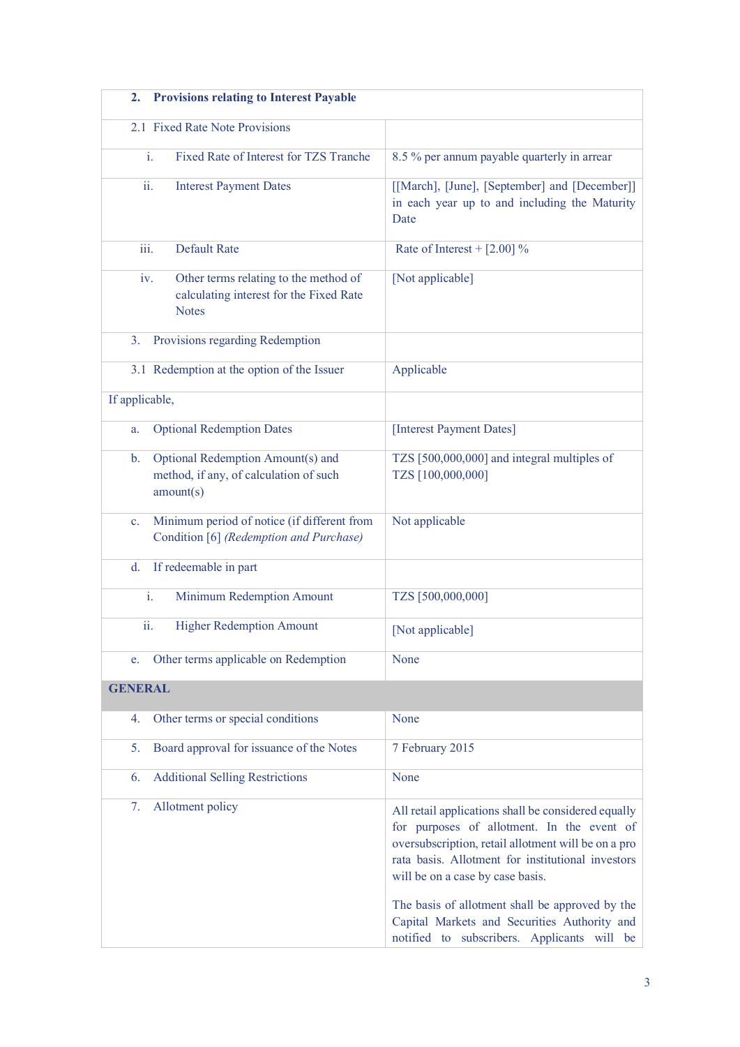| **2. Provisions relating to Interest Payable** | |
|---|---|
| 2.1 Fixed Rate Note Provisions | |
| i. Fixed Rate of Interest for TZS Tranche | 8.5 % per annum payable quarterly in arrear |
| ii. Interest Payment Dates | [[March], [June], [September] and [December]] in each year up to and including the Maturity Date |
| iii. Default Rate | Rate of Interest + [2.00] % |
| iv. Other terms relating to the method of calculating interest for the Fixed Rate Notes | [Not applicable] |
| 3. Provisions regarding Redemption | |
| 3.1 Redemption at the option of the Issuer | Applicable |
| If applicable, | |
| a. Optional Redemption Dates | [Interest Payment Dates] |
| b. Optional Redemption Amount(s) and method, if any, of calculation of such amount(s) | TZS [500,000,000] and integral multiples of TZS [100,000,000] |
| c. Minimum period of notice (if different from Condition [6] *(Redemption and Purchase)* | Not applicable |
| d. If redeemable in part | |
| i. Minimum Redemption Amount | TZS [500,000,000] |
| ii. Higher Redemption Amount | [Not applicable] |
| e. Other terms applicable on Redemption | None |
| **GENERAL** | |
| 4. Other terms or special conditions | None |
| 5. Board approval for issuance of the Notes | 7 February 2015 |
| 6. Additional Selling Restrictions | None |
| 7. Allotment policy | All retail applications shall be considered equally for purposes of allotment. In the event of oversubscription, retail allotment will be on a pro rata basis. Allotment for institutional investors will be on a case by case basis.<br><br>The basis of allotment shall be approved by the Capital Markets and Securities Authority and notified to subscribers. Applicants will be |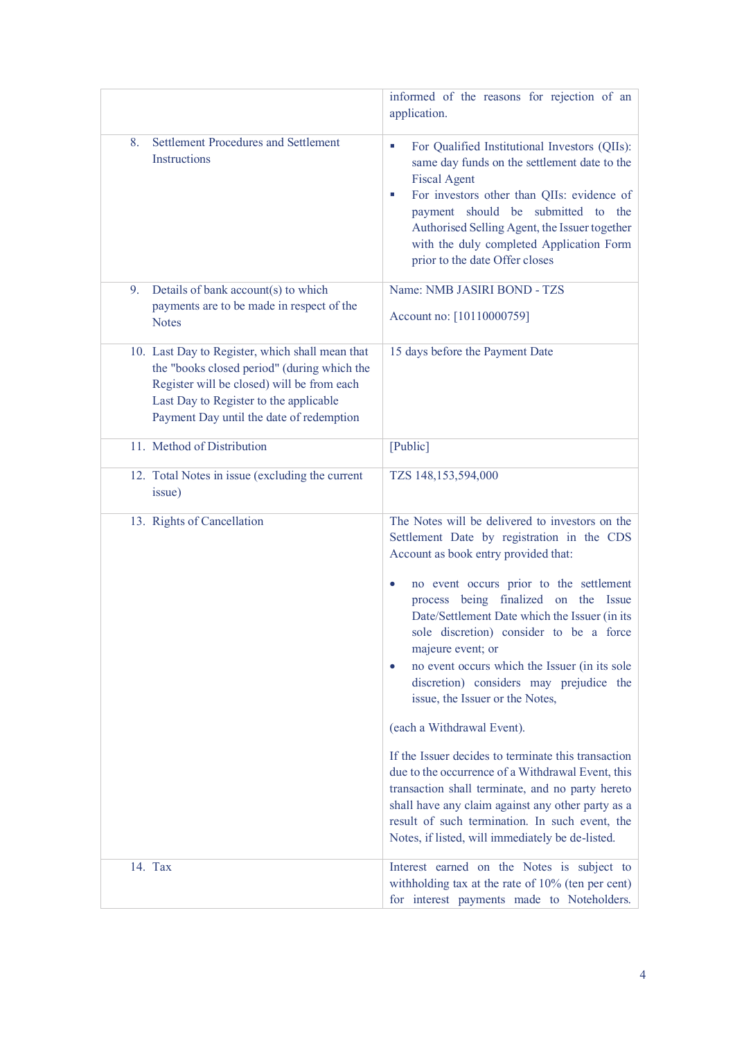| | |
|---|---|
| | informed of the reasons for rejection of an application. |
| 8. Settlement Procedures and Settlement Instructions | ▪ For Qualified Institutional Investors (QIIs): same day funds on the settlement date to the Fiscal Agent<br>▪ For investors other than QIIs: evidence of payment should be submitted to the Authorised Selling Agent, the Issuer together with the duly completed Application Form prior to the date Offer closes |
| 9. Details of bank account(s) to which payments are to be made in respect of the Notes | Name: NMB JASIRI BOND - TZS<br><br>Account no: [10110000759] |
| 10. Last Day to Register, which shall mean that the "books closed period" (during which the Register will be closed) will be from each Last Day to Register to the applicable Payment Day until the date of redemption | 15 days before the Payment Date |
| 11. Method of Distribution | [Public] |
| 12. Total Notes in issue (excluding the current issue) | TZS 148,153,594,000 |
| 13. Rights of Cancellation | The Notes will be delivered to investors on the Settlement Date by registration in the CDS Account as book entry provided that:<br><br>• no event occurs prior to the settlement process being finalized on the Issue Date/Settlement Date which the Issuer (in its sole discretion) consider to be a force majeure event; or<br>• no event occurs which the Issuer (in its sole discretion) considers may prejudice the issue, the Issuer or the Notes,<br><br>(each a Withdrawal Event).<br><br>If the Issuer decides to terminate this transaction due to the occurrence of a Withdrawal Event, this transaction shall terminate, and no party hereto shall have any claim against any other party as a result of such termination. In such event, the Notes, if listed, will immediately be de-listed. |
| 14. Tax | Interest earned on the Notes is subject to withholding tax at the rate of 10% (ten per cent) for interest payments made to Noteholders. |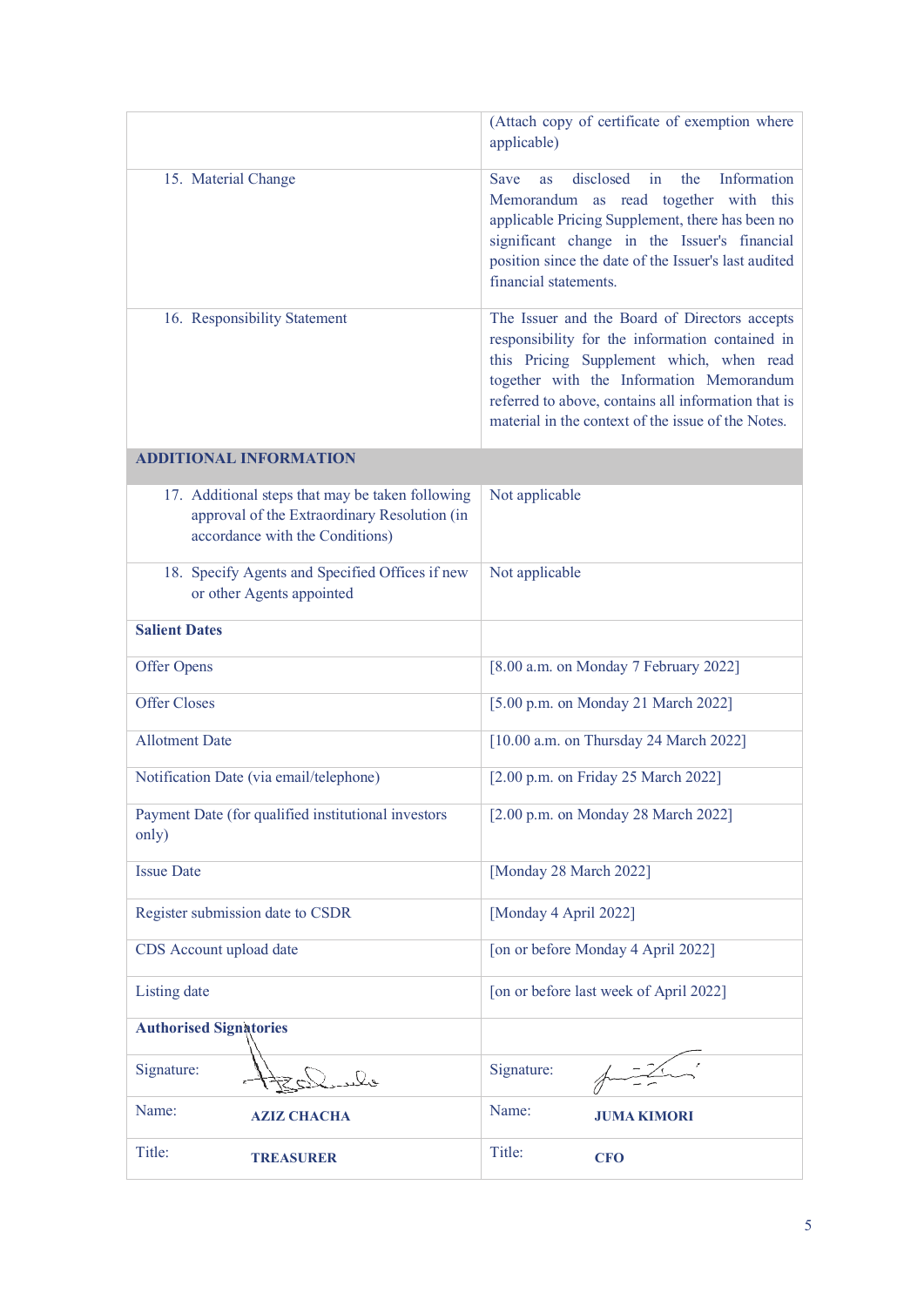| | |
|---|---|
| | (Attach copy of certificate of exemption where applicable) |
| 15. Material Change | Save as disclosed in the Information Memorandum as read together with this applicable Pricing Supplement, there has been no significant change in the Issuer's financial position since the date of the Issuer's last audited financial statements. |
| 16. Responsibility Statement | The Issuer and the Board of Directors accepts responsibility for the information contained in this Pricing Supplement which, when read together with the Information Memorandum referred to above, contains all information that is material in the context of the issue of the Notes. |
| **ADDITIONAL INFORMATION** | |
| 17. Additional steps that may be taken following approval of the Extraordinary Resolution (in accordance with the Conditions) | Not applicable |
| 18. Specify Agents and Specified Offices if new or other Agents appointed | Not applicable |
| **Salient Dates** | |
| Offer Opens | [8.00 a.m. on Monday 7 February 2022] |
| Offer Closes | [5.00 p.m. on Monday 21 March 2022] |
| Allotment Date | [10.00 a.m. on Thursday 24 March 2022] |
| Notification Date (via email/telephone) | [2.00 p.m. on Friday 25 March 2022] |
| Payment Date (for qualified institutional investors only) | [2.00 p.m. on Monday 28 March 2022] |
| Issue Date | [Monday 28 March 2022] |
| Register submission date to CSDR | [Monday 4 April 2022] |
| CDS Account upload date | [on or before Monday 4 April 2022] |
| Listing date | [on or before last week of April 2022] |
| **Authorised Signatories** | |
| Signature: | Signature: |
| Name: **AZIZ CHACHA** | Name: **JUMA KIMORI** |
| Title: **TREASURER** | Title: **CFO** |